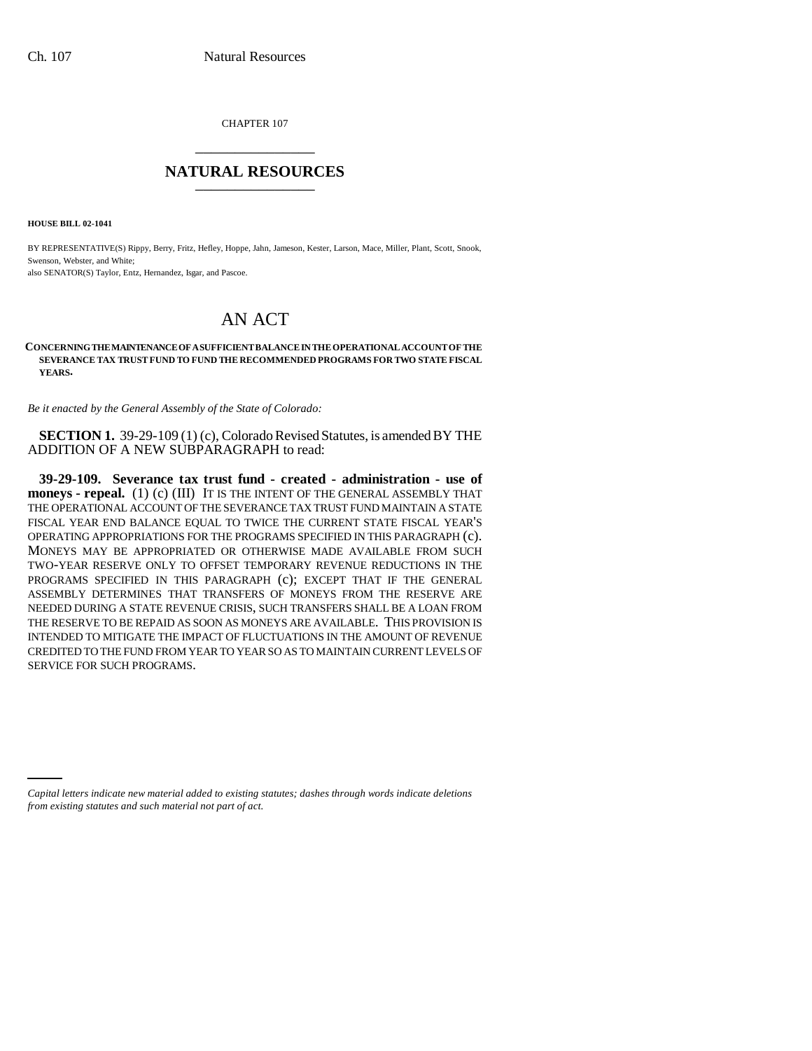CHAPTER 107

# NATURAL RESOURCES

**HOUSE BILL 02-1041**

BY REPRESENTATIVE(S) Rippy, Berry, Fritz, Hefley, Hoppe, Jahn, Jameson, Kester, Larson, Mace, Miller, Plant, Scott, Snook, Swenson, Webster, and White;
also SENATOR(S) Taylor, Entz, Hernandez, Isgar, and Pascoe.

# AN ACT

**CONCERNING THE MAINTENANCE OF A SUFFICIENT BALANCE IN THE OPERATIONAL ACCOUNT OF THE SEVERANCE TAX TRUST FUND TO FUND THE RECOMMENDED PROGRAMS FOR TWO STATE FISCAL YEARS.**

*Be it enacted by the General Assembly of the State of Colorado:*

**SECTION 1.** 39-29-109 (1) (c), Colorado Revised Statutes, is amended BY THE ADDITION OF A NEW SUBPARAGRAPH to read:

**39-29-109. Severance tax trust fund - created - administration - use of moneys - repeal.** (1) (c) (III) IT IS THE INTENT OF THE GENERAL ASSEMBLY THAT THE OPERATIONAL ACCOUNT OF THE SEVERANCE TAX TRUST FUND MAINTAIN A STATE FISCAL YEAR END BALANCE EQUAL TO TWICE THE CURRENT STATE FISCAL YEAR'S OPERATING APPROPRIATIONS FOR THE PROGRAMS SPECIFIED IN THIS PARAGRAPH (c). MONEYS MAY BE APPROPRIATED OR OTHERWISE MADE AVAILABLE FROM SUCH TWO-YEAR RESERVE ONLY TO OFFSET TEMPORARY REVENUE REDUCTIONS IN THE PROGRAMS SPECIFIED IN THIS PARAGRAPH (c); EXCEPT THAT IF THE GENERAL ASSEMBLY DETERMINES THAT TRANSFERS OF MONEYS FROM THE RESERVE ARE NEEDED DURING A STATE REVENUE CRISIS, SUCH TRANSFERS SHALL BE A LOAN FROM THE RESERVE TO BE REPAID AS SOON AS MONEYS ARE AVAILABLE. THIS PROVISION IS INTENDED TO MITIGATE THE IMPACT OF FLUCTUATIONS IN THE AMOUNT OF REVENUE CREDITED TO THE FUND FROM YEAR TO YEAR SO AS TO MAINTAIN CURRENT LEVELS OF SERVICE FOR SUCH PROGRAMS.

*Capital letters indicate new material added to existing statutes; dashes through words indicate deletions from existing statutes and such material not part of act.*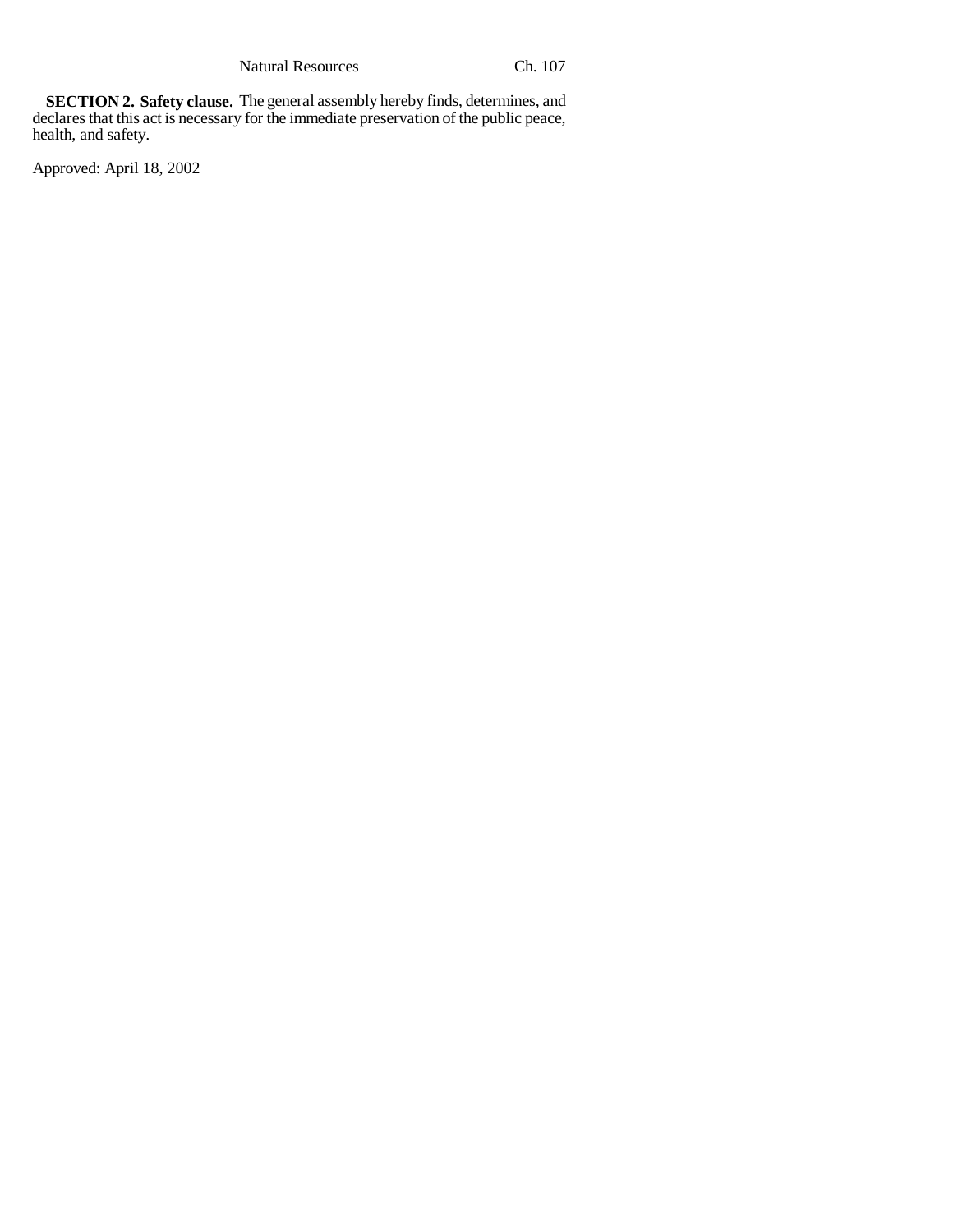**SECTION 2. Safety clause.** The general assembly hereby finds, determines, and declares that this act is necessary for the immediate preservation of the public peace, health, and safety.

Approved: April 18, 2002